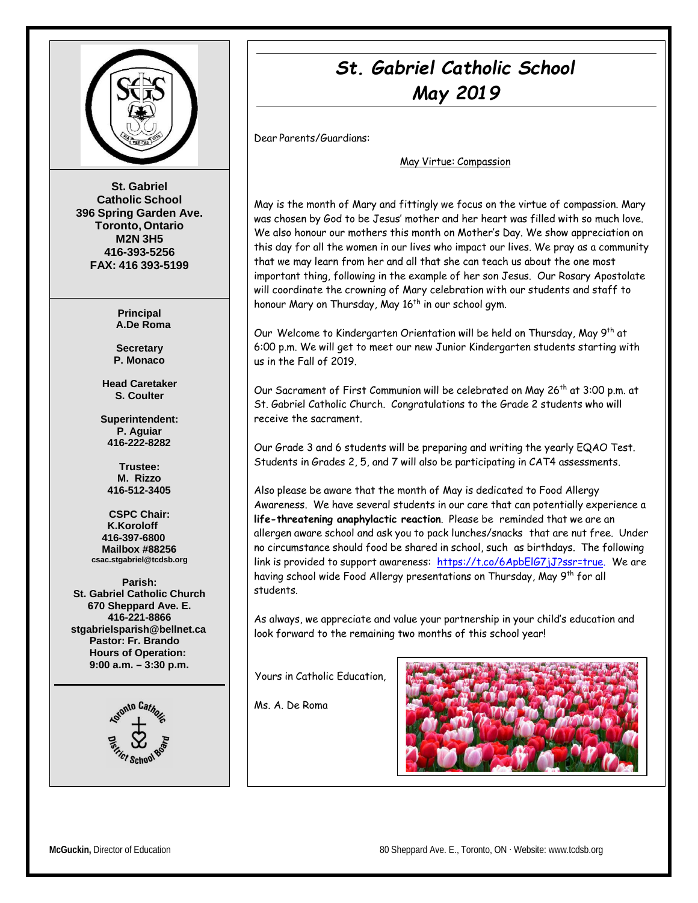# St. Gabriel Catholic School
## May 2019

**St. Gabriel Catholic School**
**396 Spring Garden Ave.**
**Toronto, Ontario**
**M2N 3H5**
**416-393-5256**
**FAX: 416 393-5199**

**Principal**
**A.De Roma**

**Secretary**
**P. Monaco**

**Head Caretaker**
**S. Coulter**

**Superintendent:**
**P. Aguiar**
**416-222-8282**

**Trustee:**
**M. Rizzo**
**416-512-3405**

**CSPC Chair:**
**K.Koroloff**
**416-397-6800**
**Mailbox #88256**
**csac.stgabriel@tcdsb.org**

**Parish:**
**St. Gabriel Catholic Church**
**670 Sheppard Ave. E.**
**416-221-8866**
**stgabrielsparish@bellnet.ca**
**Pastor: Fr. Brando**
**Hours of Operation:**
**9:00 a.m. – 3:30 p.m.**

Dear Parents/Guardians:

May Virtue: Compassion

May is the month of Mary and fittingly we focus on the virtue of compassion. Mary was chosen by God to be Jesus' mother and her heart was filled with so much love. We also honour our mothers this month on Mother's Day. We show appreciation on this day for all the women in our lives who impact our lives. We pray as a community that we may learn from her and all that she can teach us about the one most important thing, following in the example of her son Jesus. Our Rosary Apostolate will coordinate the crowning of Mary celebration with our students and staff to honour Mary on Thursday, May 16th in our school gym.

Our Welcome to Kindergarten Orientation will be held on Thursday, May 9th at 6:00 p.m. We will get to meet our new Junior Kindergarten students starting with us in the Fall of 2019.

Our Sacrament of First Communion will be celebrated on May 26th at 3:00 p.m. at St. Gabriel Catholic Church. Congratulations to the Grade 2 students who will receive the sacrament.

Our Grade 3 and 6 students will be preparing and writing the yearly EQAO Test. Students in Grades 2, 5, and 7 will also be participating in CAT4 assessments.

Also please be aware that the month of May is dedicated to Food Allergy Awareness. We have several students in our care that can potentially experience a **life-threatening anaphylactic reaction**. Please be reminded that we are an allergen aware school and ask you to pack lunches/snacks that are nut free. Under no circumstance should food be shared in school, such as birthdays. The following link is provided to support awareness: https://t.co/6ApbElG7jJ?ssr=true. We are having school wide Food Allergy presentations on Thursday, May 9th for all students.

As always, we appreciate and value your partnership in your child's education and look forward to the remaining two months of this school year!

Yours in Catholic Education,

Ms. A. De Roma

**McGuckin,** Director of Education

80 Sheppard Ave. E., Toronto, ON · Website: www.tcdsb.org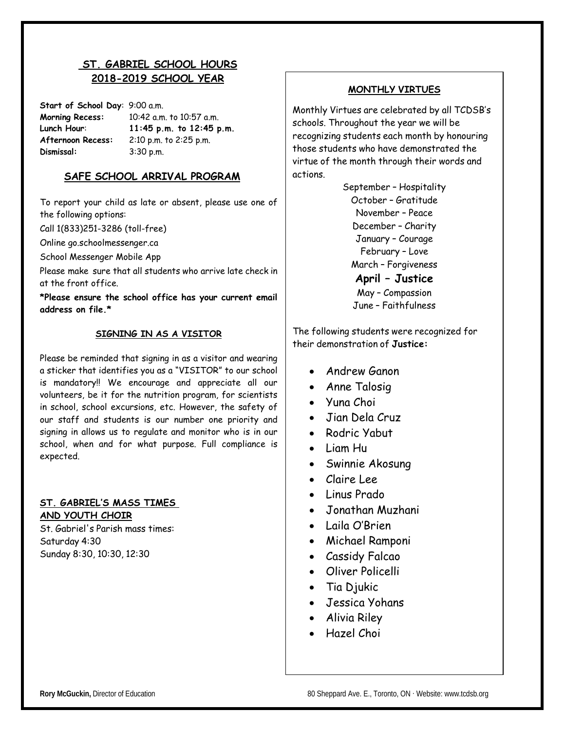## ST. GABRIEL SCHOOL HOURS 2018-2019 SCHOOL YEAR

**Start of School Day**: 9:00 a.m.
**Morning Recess:** 10:42 a.m. to 10:57 a.m.
**Lunch Hour**: **11:45 p.m. to 12:45 p.m.**
**Afternoon Recess:** 2:10 p.m. to 2:25 p.m.
**Dismissal:** 3:30 p.m.

## SAFE SCHOOL ARRIVAL PROGRAM

To report your child as late or absent, please use one of the following options:

Call 1(833)251-3286 (toll-free)

Online go.schoolmessenger.ca

School Messenger Mobile App

Please make sure that all students who arrive late check in at the front office.

***Please ensure the school office has your current email address on file.***

### SIGNING IN AS A VISITOR

Please be reminded that signing in as a visitor and wearing a sticker that identifies you as a "VISITOR" to our school is mandatory!! We encourage and appreciate all our volunteers, be it for the nutrition program, for scientists in school, school excursions, etc. However, the safety of our staff and students is our number one priority and signing in allows us to regulate and monitor who is in our school, when and for what purpose. Full compliance is expected.

### ST. GABRIEL'S MASS TIMES AND YOUTH CHOIR

St. Gabriel's Parish mass times:
Saturday 4:30
Sunday 8:30, 10:30, 12:30

### MONTHLY VIRTUES

Monthly Virtues are celebrated by all TCDSB's schools. Throughout the year we will be recognizing students each month by honouring those students who have demonstrated the virtue of the month through their words and actions.

September – Hospitality
October – Gratitude
November – Peace
December – Charity
January – Courage
February – Love
March – Forgiveness
**April – Justice**
May – Compassion
June – Faithfulness

The following students were recognized for their demonstration of **Justice:**

- Andrew Ganon
- Anne Talosig
- Yuna Choi
- Jian Dela Cruz
- Rodric Yabut
- Liam Hu
- Swinnie Akosung
- Claire Lee
- Linus Prado
- Jonathan Muzhani
- Laila O'Brien
- Michael Ramponi
- Cassidy Falcao
- Oliver Policelli
- Tia Djukic
- Jessica Yohans
- Alivia Riley
- Hazel Choi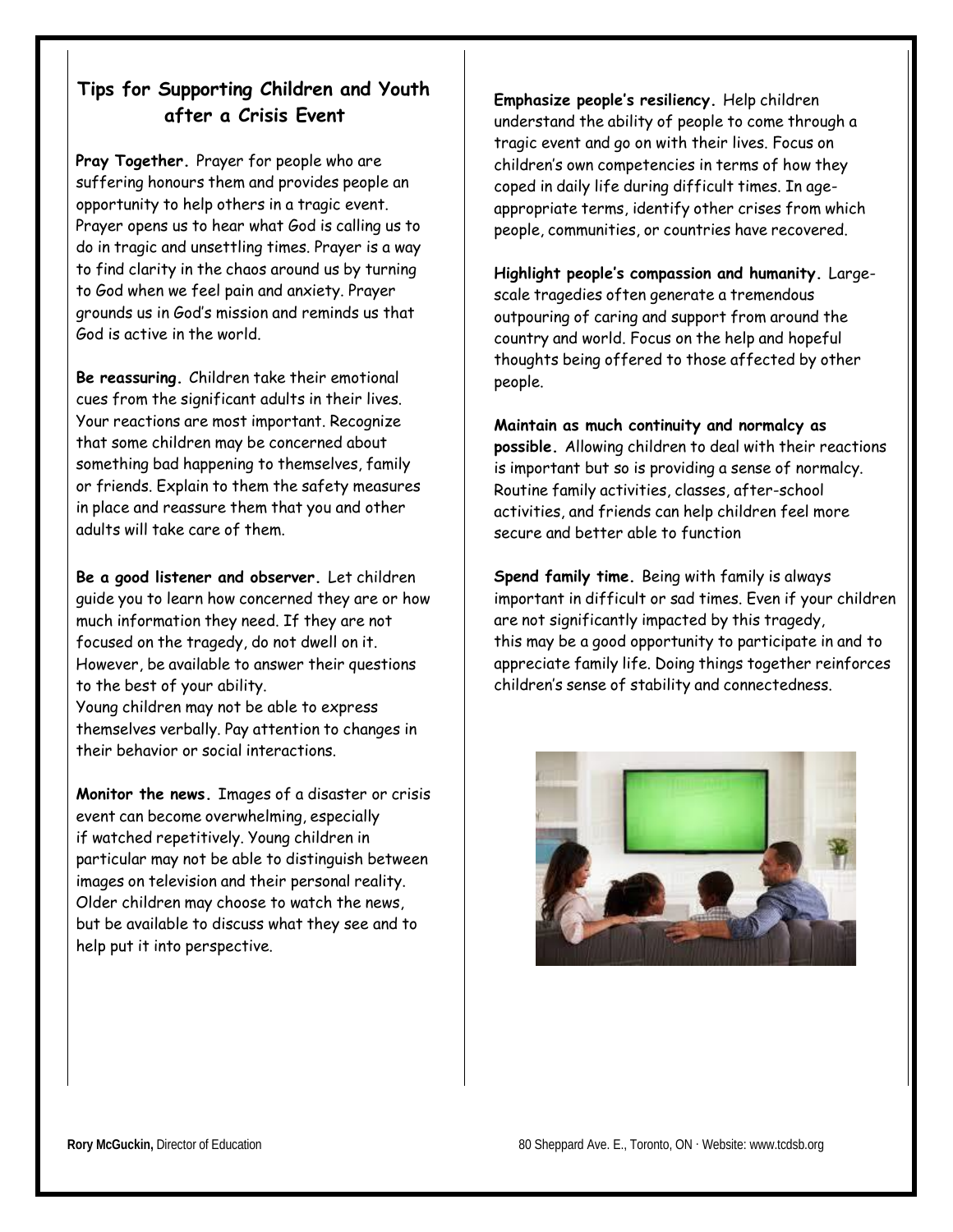## Tips for Supporting Children and Youth after a Crisis Event

**Pray Together.** Prayer for people who are suffering honours them and provides people an opportunity to help others in a tragic event. Prayer opens us to hear what God is calling us to do in tragic and unsettling times. Prayer is a way to find clarity in the chaos around us by turning to God when we feel pain and anxiety. Prayer grounds us in God's mission and reminds us that God is active in the world.

**Be reassuring.** Children take their emotional cues from the significant adults in their lives. Your reactions are most important. Recognize that some children may be concerned about something bad happening to themselves, family or friends. Explain to them the safety measures in place and reassure them that you and other adults will take care of them.

**Be a good listener and observer.** Let children guide you to learn how concerned they are or how much information they need. If they are not focused on the tragedy, do not dwell on it. However, be available to answer their questions to the best of your ability.
Young children may not be able to express themselves verbally. Pay attention to changes in their behavior or social interactions.

**Monitor the news.** Images of a disaster or crisis event can become overwhelming, especially if watched repetitively. Young children in particular may not be able to distinguish between images on television and their personal reality. Older children may choose to watch the news, but be available to discuss what they see and to help put it into perspective.

**Emphasize people's resiliency.** Help children understand the ability of people to come through a tragic event and go on with their lives. Focus on children's own competencies in terms of how they coped in daily life during difficult times. In age-appropriate terms, identify other crises from which people, communities, or countries have recovered.

**Highlight people's compassion and humanity.** Large-scale tragedies often generate a tremendous outpouring of caring and support from around the country and world. Focus on the help and hopeful thoughts being offered to those affected by other people.

**Maintain as much continuity and normalcy as possible.** Allowing children to deal with their reactions is important but so is providing a sense of normalcy. Routine family activities, classes, after-school activities, and friends can help children feel more secure and better able to function

**Spend family time.** Being with family is always important in difficult or sad times. Even if your children are not significantly impacted by this tragedy, this may be a good opportunity to participate in and to appreciate family life. Doing things together reinforces children's sense of stability and connectedness.

**Rory McGuckin,** Director of Education

80 Sheppard Ave. E., Toronto, ON · Website: www.tcdsb.org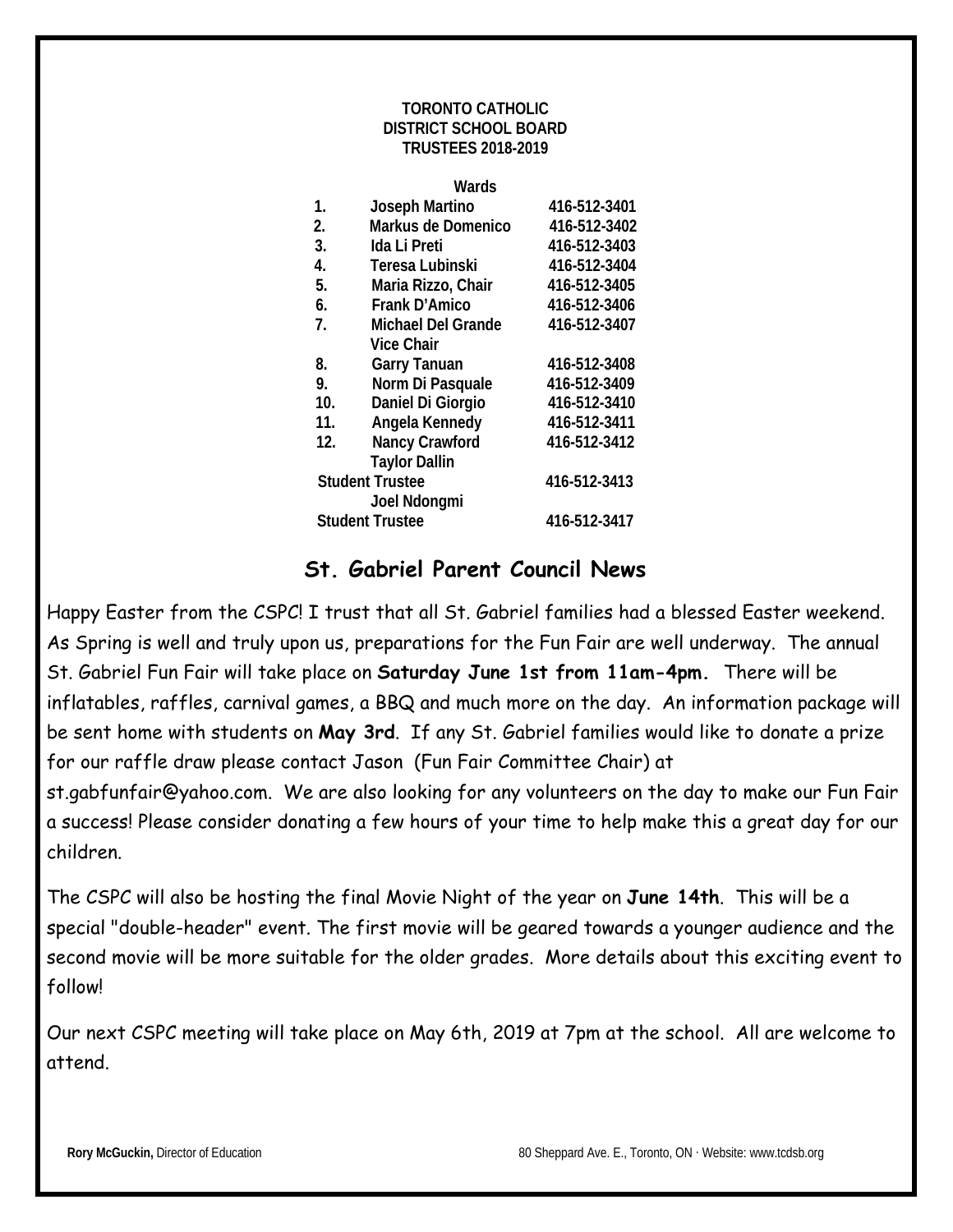**TORONTO CATHOLIC DISTRICT SCHOOL BOARD TRUSTEES 2018-2019**

| Wards | | |
|---|---|---|
| 1. | Joseph Martino | 416-512-3401 |
| 2. | Markus de Domenico | 416-512-3402 |
| 3. | Ida Li Preti | 416-512-3403 |
| 4. | Teresa Lubinski | 416-512-3404 |
| 5. | Maria Rizzo, Chair | 416-512-3405 |
| 6. | Frank D'Amico | 416-512-3406 |
| 7. | Michael Del Grande Vice Chair | 416-512-3407 |
| 8. | Garry Tanuan | 416-512-3408 |
| 9. | Norm Di Pasquale | 416-512-3409 |
| 10. | Daniel Di Giorgio | 416-512-3410 |
| 11. | Angela Kennedy | 416-512-3411 |
| 12. | Nancy Crawford | 416-512-3412 |
| Student Trustee | Taylor Dallin | 416-512-3413 |
| Student Trustee | Joel Ndongmi | 416-512-3417 |

## St. Gabriel Parent Council News

Happy Easter from the CSPC! I trust that all St. Gabriel families had a blessed Easter weekend. As Spring is well and truly upon us, preparations for the Fun Fair are well underway. The annual St. Gabriel Fun Fair will take place on **Saturday June 1st from 11am-4pm.** There will be inflatables, raffles, carnival games, a BBQ and much more on the day. An information package will be sent home with students on **May 3rd**. If any St. Gabriel families would like to donate a prize for our raffle draw please contact Jason (Fun Fair Committee Chair) at st.gabfunfair@yahoo.com. We are also looking for any volunteers on the day to make our Fun Fair a success! Please consider donating a few hours of your time to help make this a great day for our children.

The CSPC will also be hosting the final Movie Night of the year on **June 14th**. This will be a special "double-header" event. The first movie will be geared towards a younger audience and the second movie will be more suitable for the older grades. More details about this exciting event to follow!

Our next CSPC meeting will take place on May 6th, 2019 at 7pm at the school. All are welcome to attend.

**Rory McGuckin,** Director of Education 80 Sheppard Ave. E., Toronto, ON · Website: www.tcdsb.org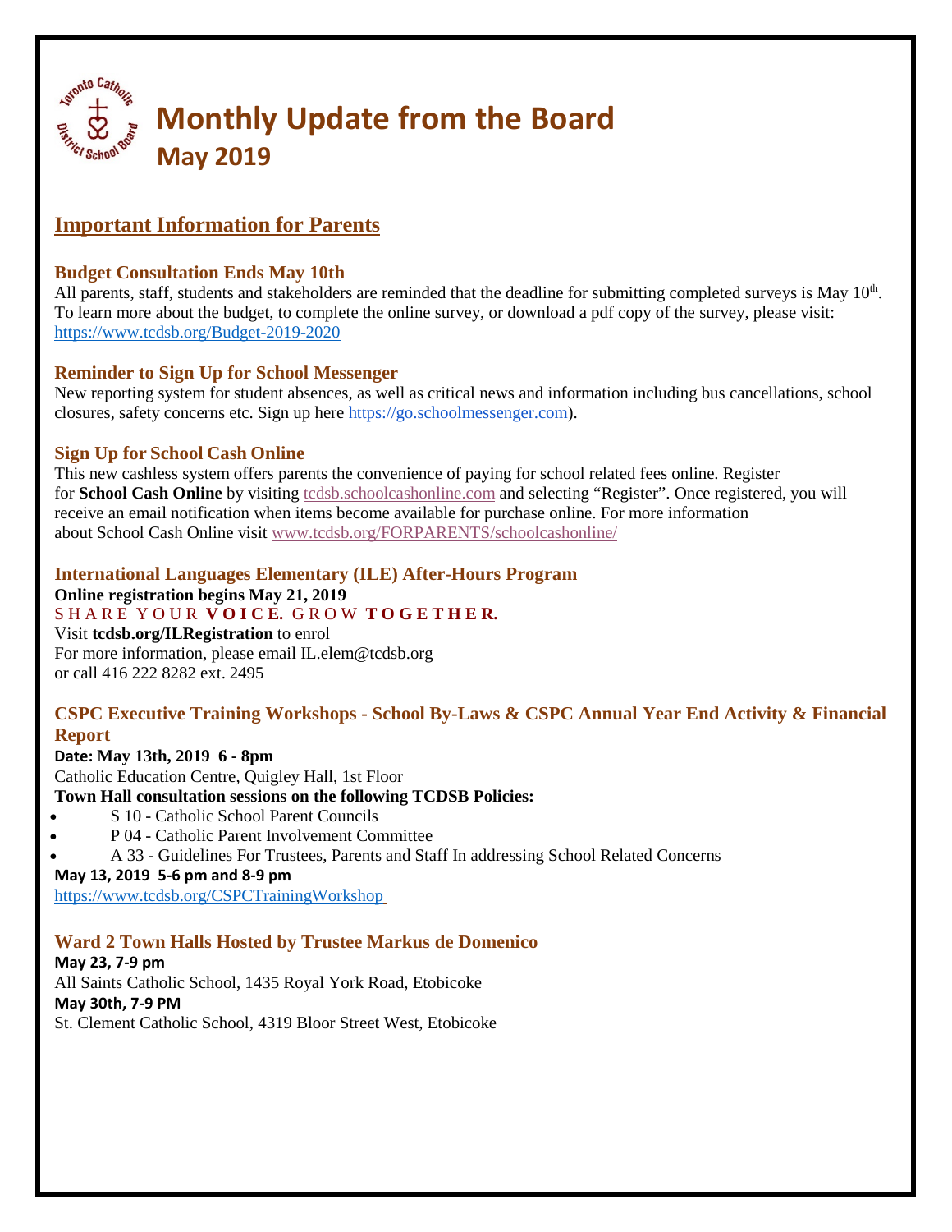# Monthly Update from the Board

## May 2019

## Important Information for Parents

### Budget Consultation Ends May 10th

All parents, staff, students and stakeholders are reminded that the deadline for submitting completed surveys is May 10th. To learn more about the budget, to complete the online survey, or download a pdf copy of the survey, please visit: https://www.tcdsb.org/Budget-2019-2020

### Reminder to Sign Up for School Messenger

New reporting system for student absences, as well as critical news and information including bus cancellations, school closures, safety concerns etc. Sign up here https://go.schoolmessenger.com).

### Sign Up for School Cash Online

This new cashless system offers parents the convenience of paying for school related fees online. Register for **School Cash Online** by visiting tcdsb.schoolcashonline.com and selecting "Register". Once registered, you will receive an email notification when items become available for purchase online. For more information about School Cash Online visit www.tcdsb.org/FORPARENTS/schoolcashonline/

### International Languages Elementary (ILE) After-Hours Program

**Online registration begins May 21, 2019**

SHARE YOUR **VOICE.** GROW **TOGETHER.**

Visit **tcdsb.org/ILRegistration** to enrol
For more information, please email IL.elem@tcdsb.org
or call 416 222 8282 ext. 2495

### CSPC Executive Training Workshops - School By-Laws & CSPC Annual Year End Activity & Financial Report

**Date: May 13th, 2019 6 - 8pm**
Catholic Education Centre, Quigley Hall, 1st Floor

**Town Hall consultation sessions on the following TCDSB Policies:**

- S 10 - Catholic School Parent Councils
- P 04 - Catholic Parent Involvement Committee
- A 33 - Guidelines For Trustees, Parents and Staff In addressing School Related Concerns

**May 13, 2019 5-6 pm and 8-9 pm**
https://www.tcdsb.org/CSPCTrainingWorkshop

### Ward 2 Town Halls Hosted by Trustee Markus de Domenico

**May 23, 7-9 pm**
All Saints Catholic School, 1435 Royal York Road, Etobicoke

**May 30th, 7-9 PM**
St. Clement Catholic School, 4319 Bloor Street West, Etobicoke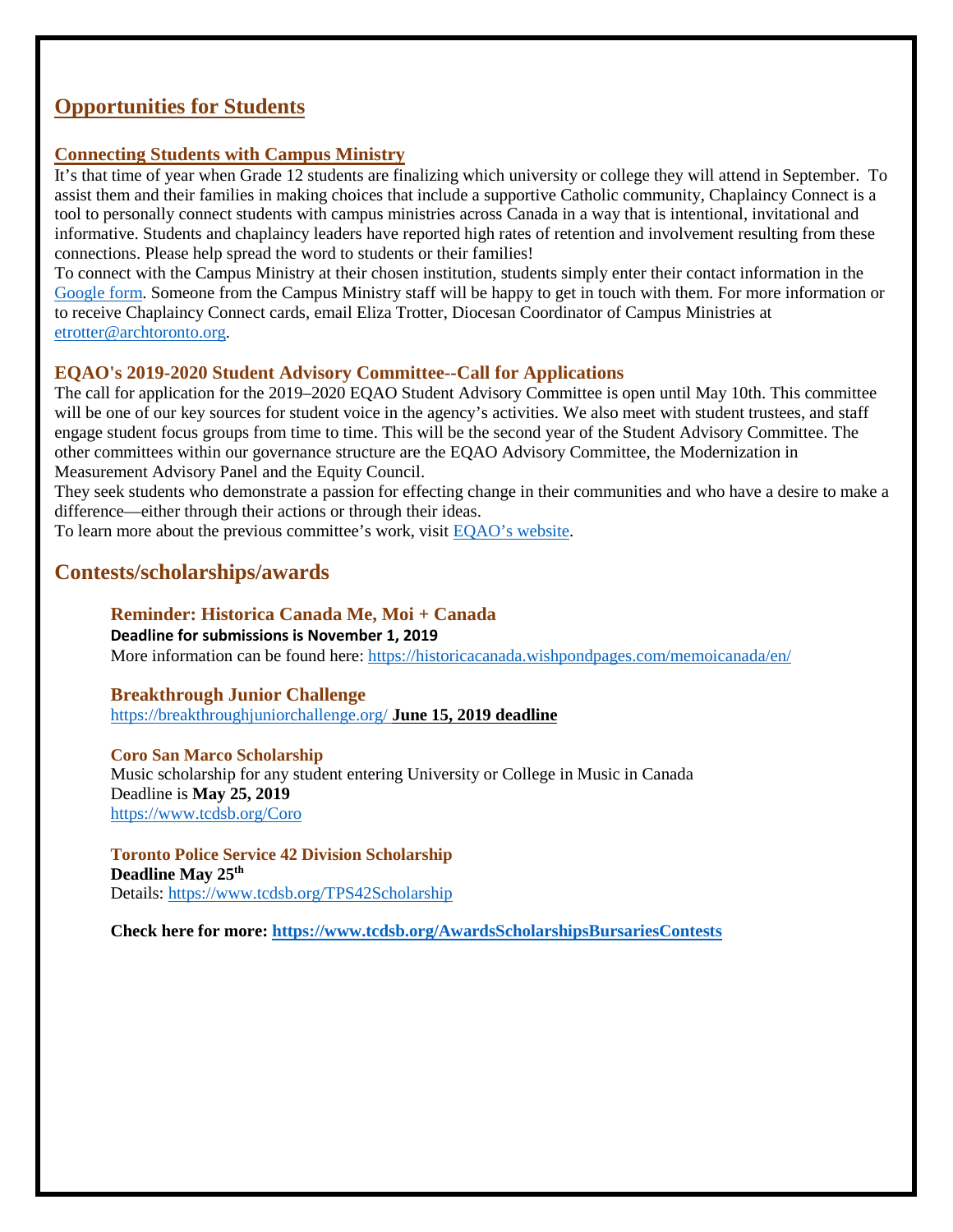## Opportunities for Students

### Connecting Students with Campus Ministry

It's that time of year when Grade 12 students are finalizing which university or college they will attend in September. To assist them and their families in making choices that include a supportive Catholic community, Chaplaincy Connect is a tool to personally connect students with campus ministries across Canada in a way that is intentional, invitational and informative. Students and chaplaincy leaders have reported high rates of retention and involvement resulting from these connections. Please help spread the word to students or their families!

To connect with the Campus Ministry at their chosen institution, students simply enter their contact information in the Google form. Someone from the Campus Ministry staff will be happy to get in touch with them. For more information or to receive Chaplaincy Connect cards, email Eliza Trotter, Diocesan Coordinator of Campus Ministries at etrotter@archtoronto.org.

### EQAO's 2019-2020 Student Advisory Committee--Call for Applications

The call for application for the 2019–2020 EQAO Student Advisory Committee is open until May 10th. This committee will be one of our key sources for student voice in the agency's activities. We also meet with student trustees, and staff engage student focus groups from time to time. This will be the second year of the Student Advisory Committee. The other committees within our governance structure are the EQAO Advisory Committee, the Modernization in Measurement Advisory Panel and the Equity Council.

They seek students who demonstrate a passion for effecting change in their communities and who have a desire to make a difference—either through their actions or through their ideas.

To learn more about the previous committee's work, visit EQAO's website.

## Contests/scholarships/awards

### Reminder: Historica Canada Me, Moi + Canada

**Deadline for submissions is November 1, 2019**

More information can be found here: https://historicacanada.wishpondpages.com/memoicanada/en/

### Breakthrough Junior Challenge

https://breakthroughjuniorchallenge.org/ **June 15, 2019 deadline**

### Coro San Marco Scholarship

Music scholarship for any student entering University or College in Music in Canada

Deadline is **May 25, 2019**

https://www.tcdsb.org/Coro

### Toronto Police Service 42 Division Scholarship

**Deadline May 25th**

Details: https://www.tcdsb.org/TPS42Scholarship

**Check here for more: https://www.tcdsb.org/AwardsScholarshipsBursariesContests**